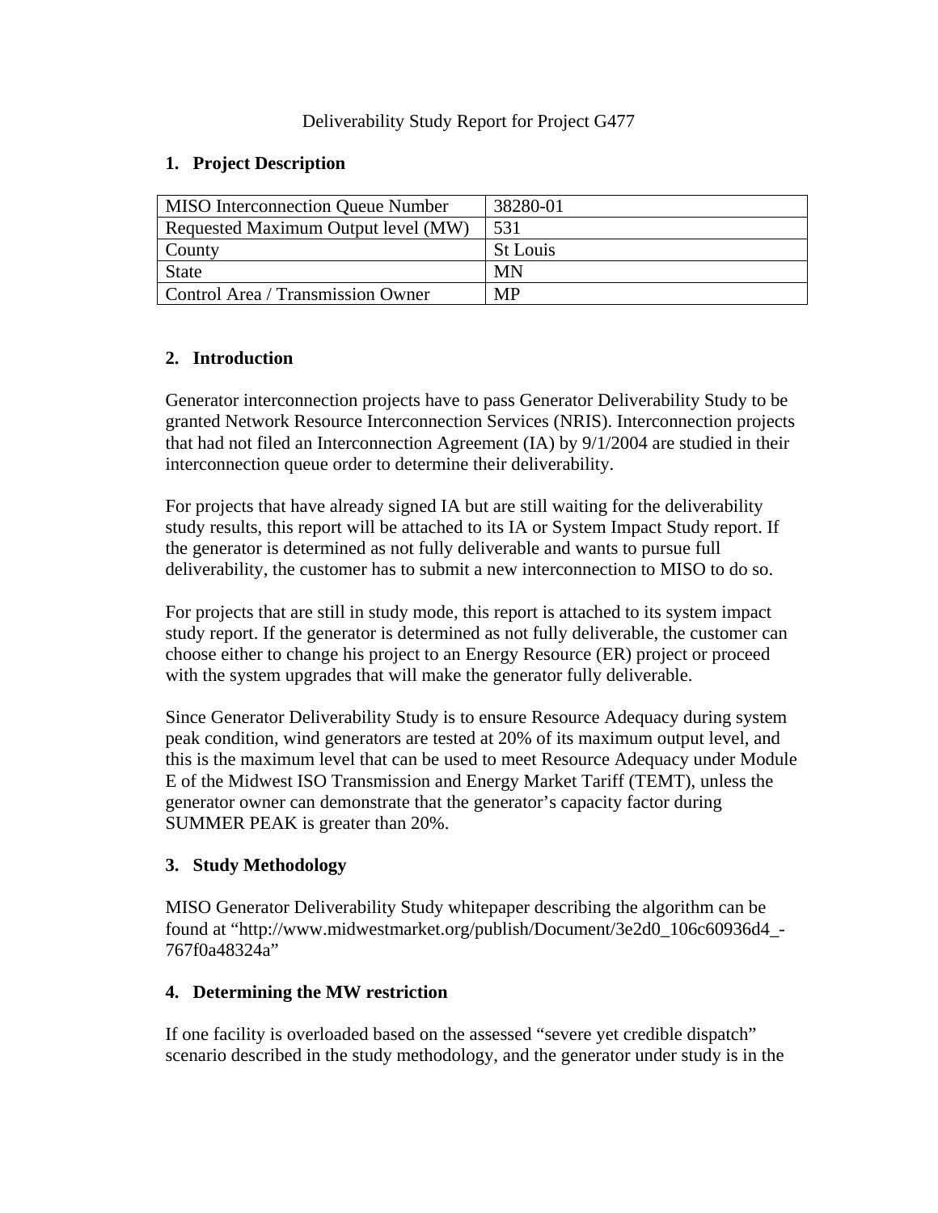# Deliverability Study Report for Project G477

## 1. Project Description

| MISO Interconnection Queue Number | 38280-01 |
|---|---|
| Requested Maximum Output level (MW) | 531 |
| County | St Louis |
| State | MN |
| Control Area / Transmission Owner | MP |

## 2. Introduction

Generator interconnection projects have to pass Generator Deliverability Study to be granted Network Resource Interconnection Services (NRIS). Interconnection projects that had not filed an Interconnection Agreement (IA) by 9/1/2004 are studied in their interconnection queue order to determine their deliverability.

For projects that have already signed IA but are still waiting for the deliverability study results, this report will be attached to its IA or System Impact Study report. If the generator is determined as not fully deliverable and wants to pursue full deliverability, the customer has to submit a new interconnection to MISO to do so.

For projects that are still in study mode, this report is attached to its system impact study report. If the generator is determined as not fully deliverable, the customer can choose either to change his project to an Energy Resource (ER) project or proceed with the system upgrades that will make the generator fully deliverable.

Since Generator Deliverability Study is to ensure Resource Adequacy during system peak condition, wind generators are tested at 20% of its maximum output level, and this is the maximum level that can be used to meet Resource Adequacy under Module E of the Midwest ISO Transmission and Energy Market Tariff (TEMT), unless the generator owner can demonstrate that the generator's capacity factor during SUMMER PEAK is greater than 20%.

## 3. Study Methodology

MISO Generator Deliverability Study whitepaper describing the algorithm can be found at "http://www.midwestmarket.org/publish/Document/3e2d0_106c60936d4_-767f0a48324a"

## 4. Determining the MW restriction

If one facility is overloaded based on the assessed "severe yet credible dispatch" scenario described in the study methodology, and the generator under study is in the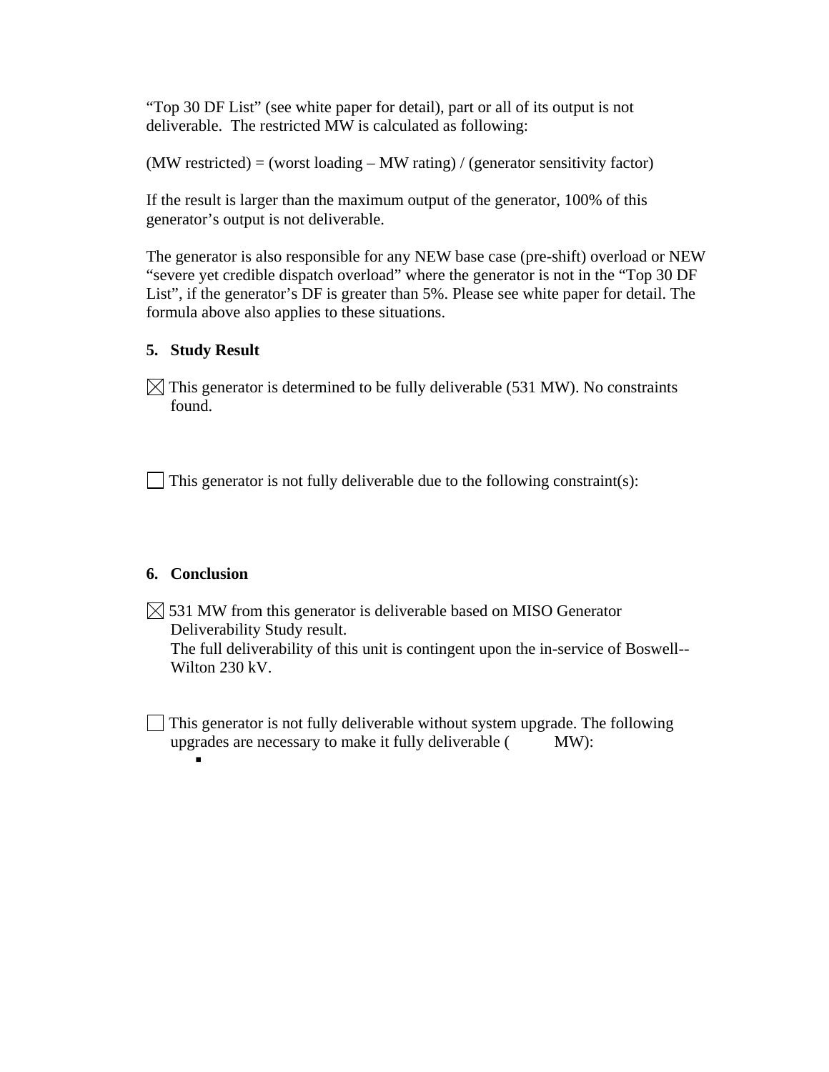"Top 30 DF List" (see white paper for detail), part or all of its output is not deliverable. The restricted MW is calculated as following:

(MW restricted) = (worst loading – MW rating) / (generator sensitivity factor)

If the result is larger than the maximum output of the generator, 100% of this generator's output is not deliverable.

The generator is also responsible for any NEW base case (pre-shift) overload or NEW "severe yet credible dispatch overload" where the generator is not in the "Top 30 DF List", if the generator's DF is greater than 5%. Please see white paper for detail. The formula above also applies to these situations.

**5. Study Result**

☒ This generator is determined to be fully deliverable (531 MW). No constraints found.

☐ This generator is not fully deliverable due to the following constraint(s):

**6. Conclusion**

☒ 531 MW from this generator is deliverable based on MISO Generator Deliverability Study result.
The full deliverability of this unit is contingent upon the in-service of Boswell--Wilton 230 kV.

☐ This generator is not fully deliverable without system upgrade. The following upgrades are necessary to make it fully deliverable (      MW):

-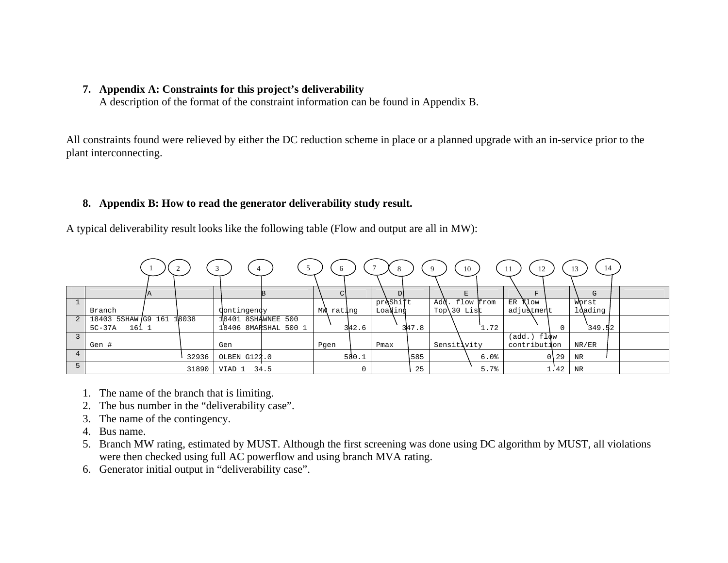7. **Appendix A: Constraints for this project's deliverability**
   A description of the format of the constraint information can be found in Appendix B.

All constraints found were relieved by either the DC reduction scheme in place or a planned upgrade with an in-service prior to the plant interconnecting.

8. **Appendix B: How to read the generator deliverability study result.**

A typical deliverability result looks like the following table (Flow and output are all in MW):

| | A | B | C | D | E | F | G | |
|---|---|---|---|---|---|---|---|---|
| 1 | Branch | Contingency | MW rating | preShift Loading | Add. flow from Top 30 List | ER flow adjustment | Worst loading | |
| 2 | 18403 5SHAW G9 161 18038 5C-37A 161 1 | 18401 8SHAWNEE 500 18406 8MARSHAL 500 1 | 342.6 | 347.8 | 1.72 | 0 | 349.52 | |
| 3 | Gen # | Gen | Pgen | Pmax | Sensitivity | (add.) flow contribution | NR/ER | |
| 4 | 32936 | OLBEN G122.0 | 580.1 | 585 | 6.0% | 0.29 | NR | |
| 5 | 31890 | VIAD 1 34.5 | 0 | 25 | 5.7% | 1.42 | NR | |

1. The name of the branch that is limiting.
2. The bus number in the "deliverability case".
3. The name of the contingency.
4. Bus name.
5. Branch MW rating, estimated by MUST. Although the first screening was done using DC algorithm by MUST, all violations were then checked using full AC powerflow and using branch MVA rating.
6. Generator initial output in "deliverability case".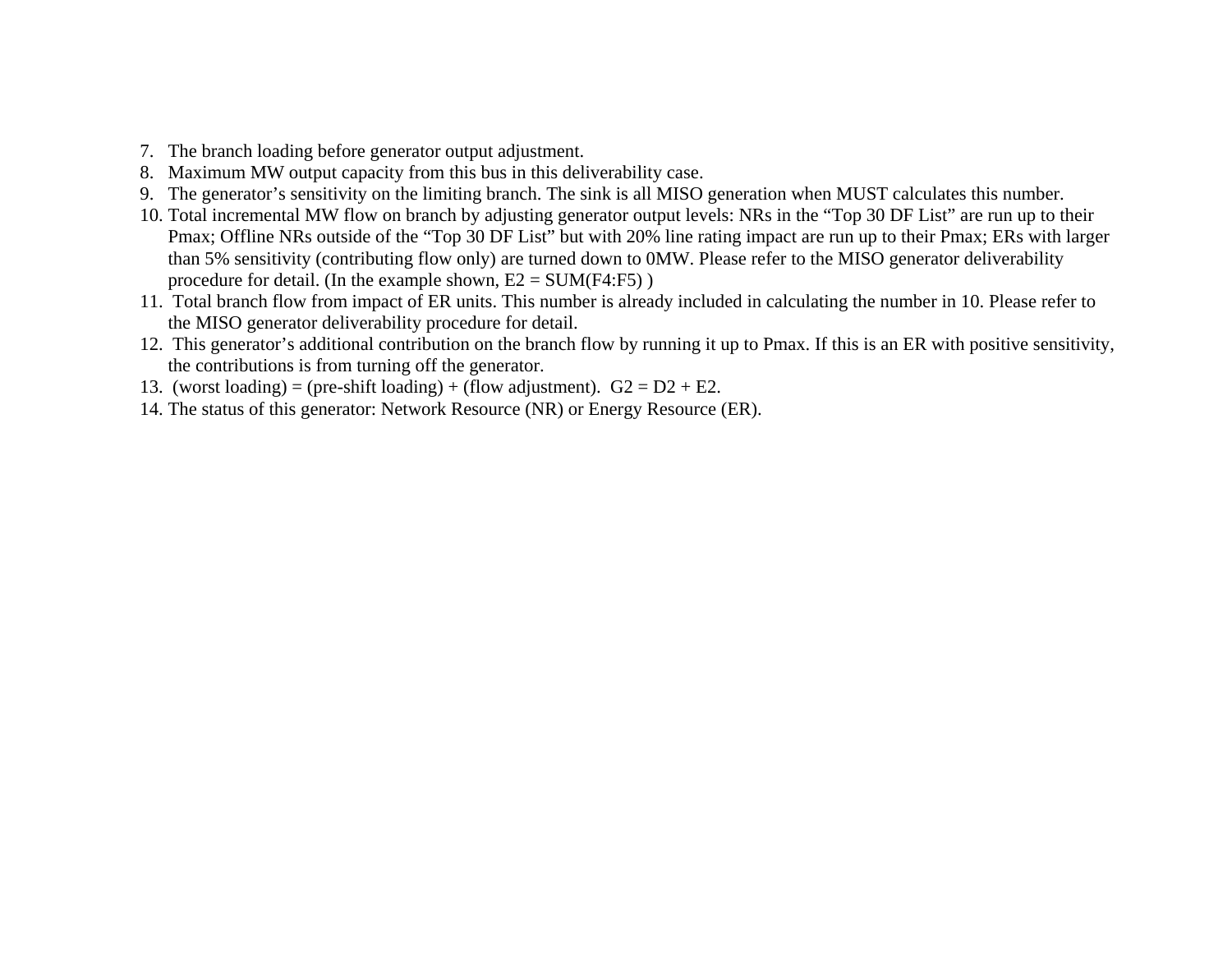7. The branch loading before generator output adjustment.
8. Maximum MW output capacity from this bus in this deliverability case.
9. The generator's sensitivity on the limiting branch. The sink is all MISO generation when MUST calculates this number.
10. Total incremental MW flow on branch by adjusting generator output levels: NRs in the "Top 30 DF List" are run up to their Pmax; Offline NRs outside of the "Top 30 DF List" but with 20% line rating impact are run up to their Pmax; ERs with larger than 5% sensitivity (contributing flow only) are turned down to 0MW. Please refer to the MISO generator deliverability procedure for detail. (In the example shown, E2 = SUM(F4:F5) )
11. Total branch flow from impact of ER units. This number is already included in calculating the number in 10. Please refer to the MISO generator deliverability procedure for detail.
12. This generator's additional contribution on the branch flow by running it up to Pmax. If this is an ER with positive sensitivity, the contributions is from turning off the generator.
13. (worst loading) = (pre-shift loading) + (flow adjustment). G2 = D2 + E2.
14. The status of this generator: Network Resource (NR) or Energy Resource (ER).